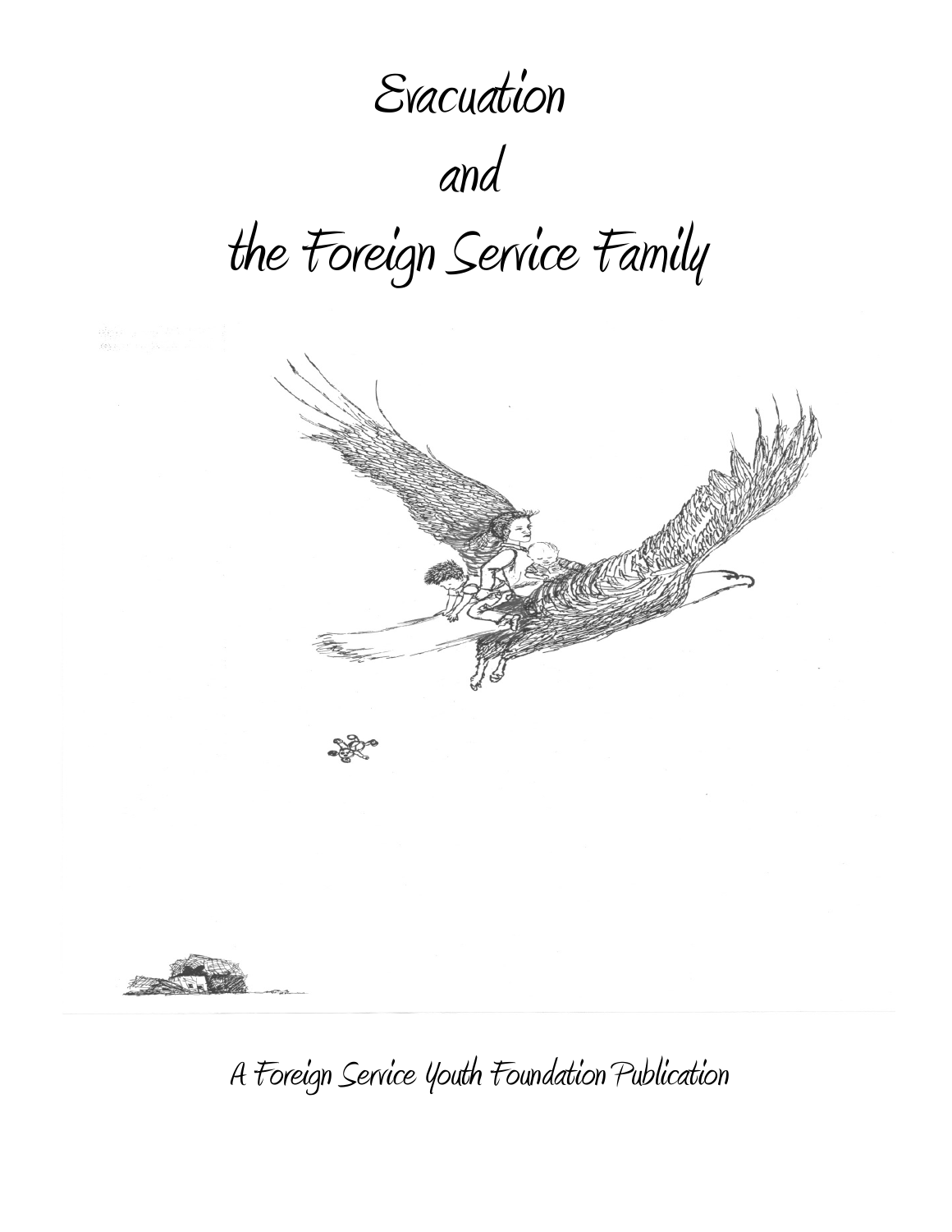# Evacuation and the Foreign Service Family

A Foreign Service Youth Foundation Publication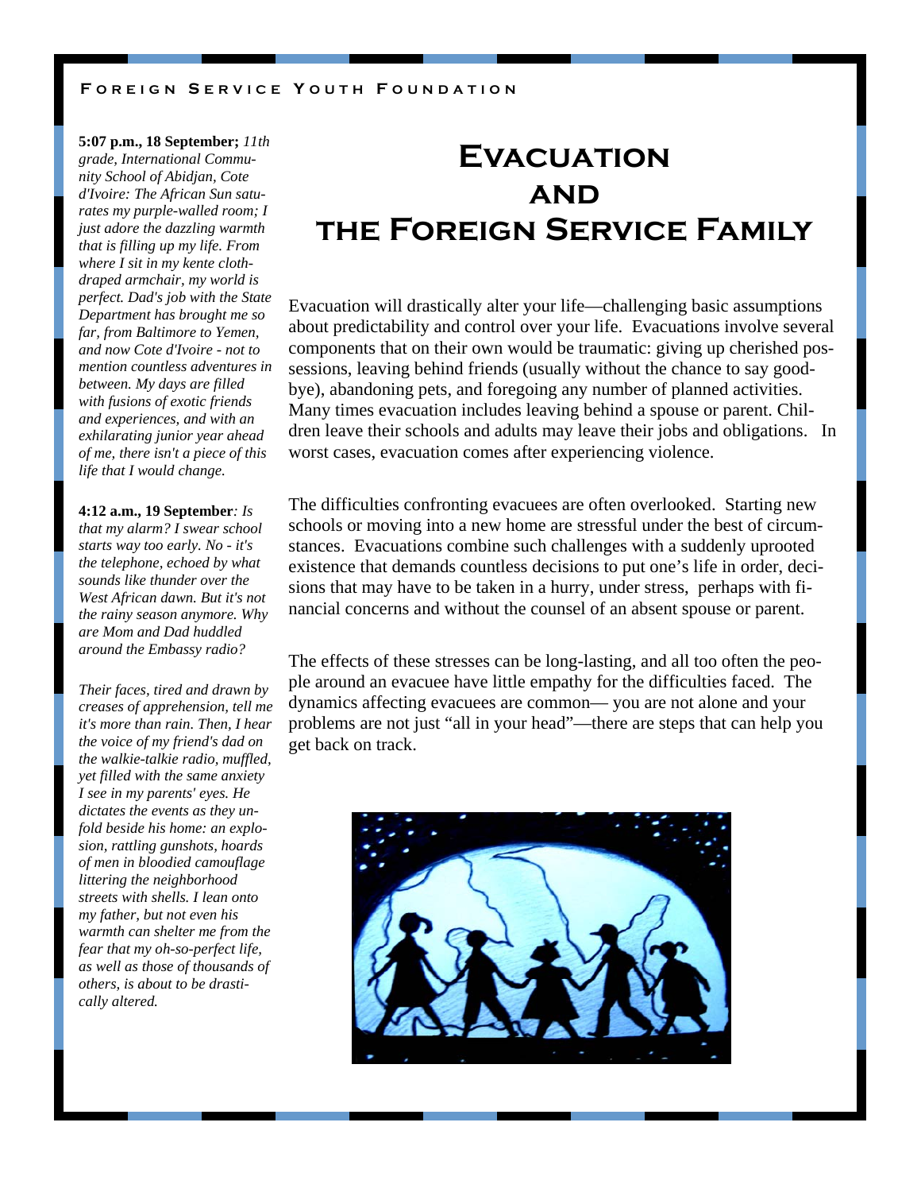# Evacuation and the Foreign Service Family

Evacuation will drastically alter your life—challenging basic assumptions about predictability and control over your life. Evacuations involve several components that on their own would be traumatic: giving up cherished possessions, leaving behind friends (usually without the chance to say goodbye), abandoning pets, and foregoing any number of planned activities. Many times evacuation includes leaving behind a spouse or parent. Children leave their schools and adults may leave their jobs and obligations. In worst cases, evacuation comes after experiencing violence.

The difficulties confronting evacuees are often overlooked. Starting new schools or moving into a new home are stressful under the best of circumstances. Evacuations combine such challenges with a suddenly uprooted existence that demands countless decisions to put one's life in order, decisions that may have to be taken in a hurry, under stress, perhaps with financial concerns and without the counsel of an absent spouse or parent.

The effects of these stresses can be long-lasting, and all too often the people around an evacuee have little empathy for the difficulties faced. The dynamics affecting evacuees are common— you are not alone and your problems are not just "all in your head"—there are steps that can help you get back on track.

**5:07 p.m., 18 September;** *11th grade, International Community School of Abidjan, Cote d'Ivoire: The African Sun saturates my purple-walled room; I just adore the dazzling warmth that is filling up my life. From where I sit in my kente cloth-draped armchair, my world is perfect. Dad's job with the State Department has brought me so far, from Baltimore to Yemen, and now Cote d'Ivoire - not to mention countless adventures in between. My days are filled with fusions of exotic friends and experiences, and with an exhilarating junior year ahead of me, there isn't a piece of this life that I would change.*

**4:12 a.m., 19 September***: Is that my alarm? I swear school starts way too early. No - it's the telephone, echoed by what sounds like thunder over the West African dawn. But it's not the rainy season anymore. Why are Mom and Dad huddled around the Embassy radio?*

*Their faces, tired and drawn by creases of apprehension, tell me it's more than rain. Then, I hear the voice of my friend's dad on the walkie-talkie radio, muffled, yet filled with the same anxiety I see in my parents' eyes. He dictates the events as they unfold beside his home: an explosion, rattling gunshots, hoards of men in bloodied camouflage littering the neighborhood streets with shells. I lean onto my father, but not even his warmth can shelter me from the fear that my oh-so-perfect life, as well as those of thousands of others, is about to be drastically altered.*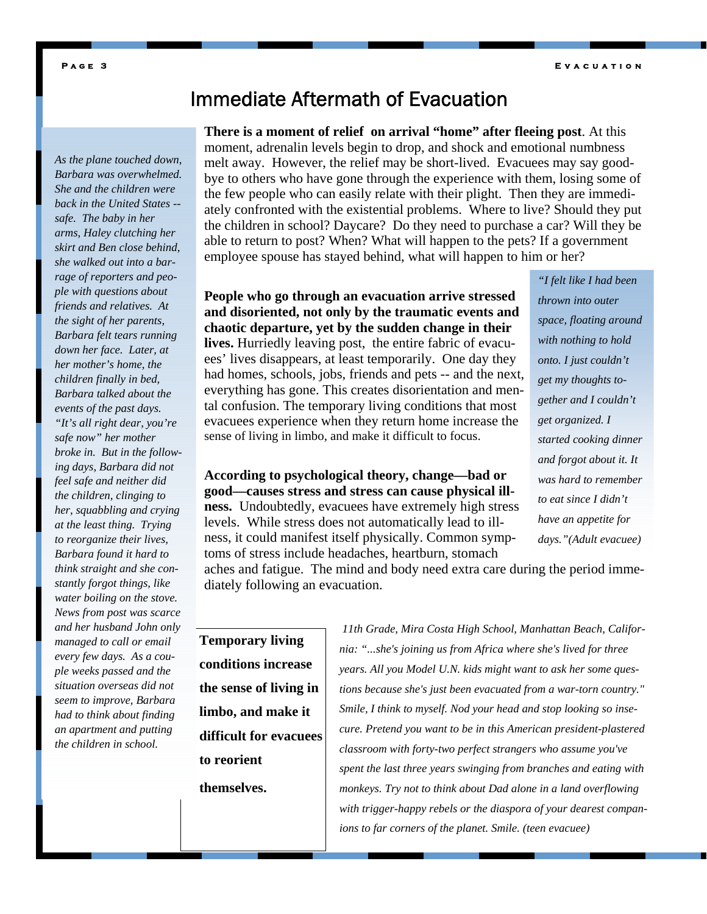# Immediate Aftermath of Evacuation

**There is a moment of relief on arrival "home" after fleeing post**. At this moment, adrenalin levels begin to drop, and shock and emotional numbness melt away. However, the relief may be short-lived. Evacuees may say good-bye to others who have gone through the experience with them, losing some of the few people who can easily relate with their plight. Then they are immediately confronted with the existential problems. Where to live? Should they put the children in school? Daycare? Do they need to purchase a car? Will they be able to return to post? When? What will happen to the pets? If a government employee spouse has stayed behind, what will happen to him or her?

**People who go through an evacuation arrive stressed and disoriented, not only by the traumatic events and chaotic departure, yet by the sudden change in their lives.** Hurriedly leaving post, the entire fabric of evacuees' lives disappears, at least temporarily. One day they had homes, schools, jobs, friends and pets -- and the next, everything has gone. This creates disorientation and mental confusion. The temporary living conditions that most evacuees experience when they return home increase the sense of living in limbo, and make it difficult to focus.

**According to psychological theory, change—bad or good—causes stress and stress can cause physical illness.** Undoubtedly, evacuees have extremely high stress levels. While stress does not automatically lead to illness, it could manifest itself physically. Common symptoms of stress include headaches, heartburn, stomach aches and fatigue. The mind and body need extra care during the period immediately following an evacuation.

*"I felt like I had been thrown into outer space, floating around with nothing to hold onto. I just couldn't get my thoughts together and I couldn't get organized. I started cooking dinner and forgot about it. It was hard to remember to eat since I didn't have an appetite for days."(Adult evacuee)*

*As the plane touched down, Barbara was overwhelmed. She and the children were back in the United States -- safe. The baby in her arms, Haley clutching her skirt and Ben close behind, she walked out into a barrage of reporters and people with questions about friends and relatives. At the sight of her parents, Barbara felt tears running down her face. Later, at her mother's home, the children finally in bed, Barbara talked about the events of the past days. "It's all right dear, you're safe now" her mother broke in. But in the following days, Barbara did not feel safe and neither did the children, clinging to her, squabbling and crying at the least thing. Trying to reorganize their lives, Barbara found it hard to think straight and she constantly forgot things, like water boiling on the stove. News from post was scarce and her husband John only managed to call or email every few days. As a couple weeks passed and the situation overseas did not seem to improve, Barbara had to think about finding an apartment and putting the children in school.*

**Temporary living conditions increase the sense of living in limbo, and make it difficult for evacuees to reorient themselves.**

*11th Grade, Mira Costa High School, Manhattan Beach, California: "...she's joining us from Africa where she's lived for three years. All you Model U.N. kids might want to ask her some questions because she's just been evacuated from a war-torn country." Smile, I think to myself. Nod your head and stop looking so insecure. Pretend you want to be in this American president-plastered classroom with forty-two perfect strangers who assume you've spent the last three years swinging from branches and eating with monkeys. Try not to think about Dad alone in a land overflowing with trigger-happy rebels or the diaspora of your dearest companions to far corners of the planet. Smile. (teen evacuee)*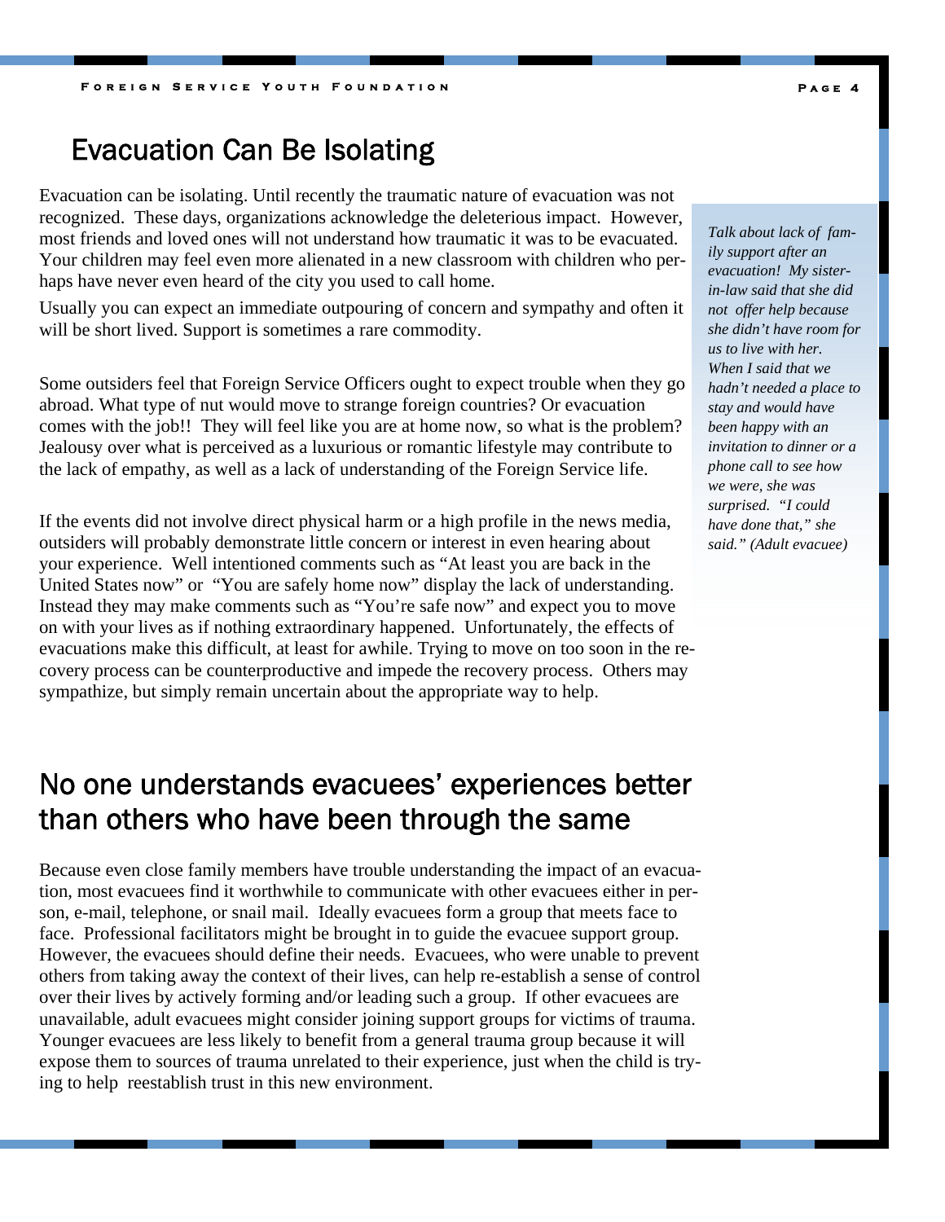## Evacuation Can Be Isolating

Evacuation can be isolating. Until recently the traumatic nature of evacuation was not recognized. These days, organizations acknowledge the deleterious impact. However, most friends and loved ones will not understand how traumatic it was to be evacuated. Your children may feel even more alienated in a new classroom with children who perhaps have never even heard of the city you used to call home.

Usually you can expect an immediate outpouring of concern and sympathy and often it will be short lived. Support is sometimes a rare commodity.

Some outsiders feel that Foreign Service Officers ought to expect trouble when they go abroad. What type of nut would move to strange foreign countries? Or evacuation comes with the job!! They will feel like you are at home now, so what is the problem? Jealousy over what is perceived as a luxurious or romantic lifestyle may contribute to the lack of empathy, as well as a lack of understanding of the Foreign Service life.

If the events did not involve direct physical harm or a high profile in the news media, outsiders will probably demonstrate little concern or interest in even hearing about your experience. Well intentioned comments such as "At least you are back in the United States now" or "You are safely home now" display the lack of understanding. Instead they may make comments such as "You're safe now" and expect you to move on with your lives as if nothing extraordinary happened. Unfortunately, the effects of evacuations make this difficult, at least for awhile. Trying to move on too soon in the recovery process can be counterproductive and impede the recovery process. Others may sympathize, but simply remain uncertain about the appropriate way to help.

*Talk about lack of family support after an evacuation! My sister-in-law said that she did not offer help because she didn't have room for us to live with her. When I said that we hadn't needed a place to stay and would have been happy with an invitation to dinner or a phone call to see how we were, she was surprised. "I could have done that," she said." (Adult evacuee)*

## No one understands evacuees' experiences better than others who have been through the same

Because even close family members have trouble understanding the impact of an evacuation, most evacuees find it worthwhile to communicate with other evacuees either in person, e-mail, telephone, or snail mail. Ideally evacuees form a group that meets face to face. Professional facilitators might be brought in to guide the evacuee support group. However, the evacuees should define their needs. Evacuees, who were unable to prevent others from taking away the context of their lives, can help re-establish a sense of control over their lives by actively forming and/or leading such a group. If other evacuees are unavailable, adult evacuees might consider joining support groups for victims of trauma. Younger evacuees are less likely to benefit from a general trauma group because it will expose them to sources of trauma unrelated to their experience, just when the child is trying to help reestablish trust in this new environment.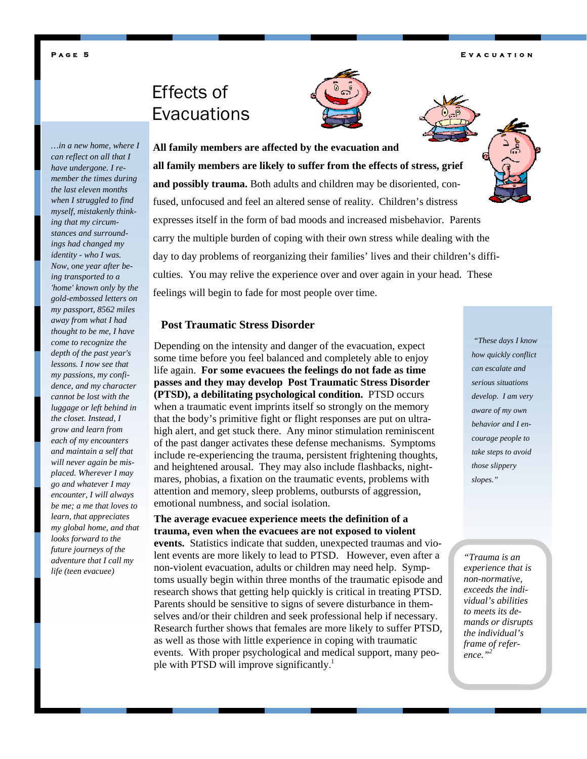# Effects of Evacuations

*…in a new home, where I can reflect on all that I have undergone. I remember the times during the last eleven months when I struggled to find myself, mistakenly thinking that my circumstances and surroundings had changed my identity - who I was. Now, one year after being transported to a 'home' known only by the gold-embossed letters on my passport, 8562 miles away from what I had thought to be me, I have come to recognize the depth of the past year's lessons. I now see that my passions, my confidence, and my character cannot be lost with the luggage or left behind in the closet. Instead, I grow and learn from each of my encounters and maintain a self that will never again be misplaced. Wherever I may go and whatever I may encounter, I will always be me; a me that loves to learn, that appreciates my global home, and that looks forward to the future journeys of the adventure that I call my life (teen evacuee)*

**All family members are affected by the evacuation and all family members are likely to suffer from the effects of stress, grief and possibly trauma.** Both adults and children may be disoriented, confused, unfocused and feel an altered sense of reality. Children's distress expresses itself in the form of bad moods and increased misbehavior. Parents carry the multiple burden of coping with their own stress while dealing with the day to day problems of reorganizing their families' lives and their children's difficulties. You may relive the experience over and over again in your head. These feelings will begin to fade for most people over time.

## Post Traumatic Stress Disorder

Depending on the intensity and danger of the evacuation, expect some time before you feel balanced and completely able to enjoy life again. **For some evacuees the feelings do not fade as time passes and they may develop Post Traumatic Stress Disorder (PTSD), a debilitating psychological condition.** PTSD occurs when a traumatic event imprints itself so strongly on the memory that the body's primitive fight or flight responses are put on ultra-high alert, and get stuck there. Any minor stimulation reminiscent of the past danger activates these defense mechanisms. Symptoms include re-experiencing the trauma, persistent frightening thoughts, and heightened arousal. They may also include flashbacks, nightmares, phobias, a fixation on the traumatic events, problems with attention and memory, sleep problems, outbursts of aggression, emotional numbness, and social isolation.

**The average evacuee experience meets the definition of a trauma, even when the evacuees are not exposed to violent events.** Statistics indicate that sudden, unexpected traumas and violent events are more likely to lead to PTSD. However, even after a non-violent evacuation, adults or children may need help. Symptoms usually begin within three months of the traumatic episode and research shows that getting help quickly is critical in treating PTSD. Parents should be sensitive to signs of severe disturbance in themselves and/or their children and seek professional help if necessary. Research further shows that females are more likely to suffer PTSD, as well as those with little experience in coping with traumatic events. With proper psychological and medical support, many people with PTSD will improve significantly.[1]

*"These days I know how quickly conflict can escalate and serious situations develop. I am very aware of my own behavior and I encourage people to take steps to avoid those slippery slopes."*

*"Trauma is an experience that is non-normative, exceeds the individual's abilities to meets its demands or disrupts the individual's frame of reference."*[2]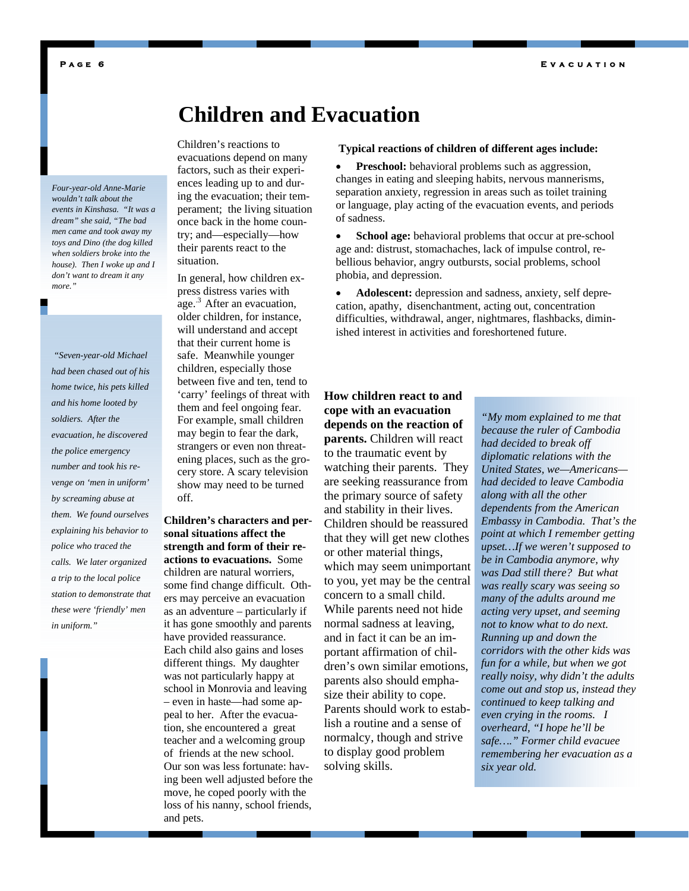# Children and Evacuation

*Four-year-old Anne-Marie wouldn't talk about the events in Kinshasa. "It was a dream" she said, "The bad men came and took away my toys and Dino (the dog killed when soldiers broke into the house). Then I woke up and I don't want to dream it any more."*

Children's reactions to evacuations depend on many factors, such as their experiences leading up to and during the evacuation; their temperament; the living situation once back in the home country; and—especially—how their parents react to the situation.

In general, how children express distress varies with age.[3] After an evacuation, older children, for instance, will understand and accept that their current home is safe. Meanwhile younger children, especially those between five and ten, tend to 'carry' feelings of threat with them and feel ongoing fear. For example, small children may begin to fear the dark, strangers or even non threatening places, such as the grocery store. A scary television show may need to be turned off.

*"Seven-year-old Michael had been chased out of his home twice, his pets killed and his home looted by soldiers. After the evacuation, he discovered the police emergency number and took his revenge on 'men in uniform' by screaming abuse at them. We found ourselves explaining his behavior to police who traced the calls. We later organized a trip to the local police station to demonstrate that these were 'friendly' men in uniform."*

**Children's characters and personal situations affect the strength and form of their reactions to evacuations.** Some children are natural worriers, some find change difficult. Others may perceive an evacuation as an adventure – particularly if it has gone smoothly and parents have provided reassurance. Each child also gains and loses different things. My daughter was not particularly happy at school in Monrovia and leaving – even in haste—had some appeal to her. After the evacuation, she encountered a great teacher and a welcoming group of friends at the new school. Our son was less fortunate: having been well adjusted before the move, he coped poorly with the loss of his nanny, school friends, and pets.

**Typical reactions of children of different ages include:**

- **Preschool:** behavioral problems such as aggression, changes in eating and sleeping habits, nervous mannerisms, separation anxiety, regression in areas such as toilet training or language, play acting of the evacuation events, and periods of sadness.
- **School age:** behavioral problems that occur at pre-school age and: distrust, stomachaches, lack of impulse control, rebellious behavior, angry outbursts, social problems, school phobia, and depression.
- **Adolescent:** depression and sadness, anxiety, self deprecation, apathy, disenchantment, acting out, concentration difficulties, withdrawal, anger, nightmares, flashbacks, diminished interest in activities and foreshortened future.

**How children react to and cope with an evacuation depends on the reaction of parents.** Children will react to the traumatic event by watching their parents. They are seeking reassurance from the primary source of safety and stability in their lives. Children should be reassured that they will get new clothes or other material things, which may seem unimportant to you, yet may be the central concern to a small child. While parents need not hide normal sadness at leaving, and in fact it can be an important affirmation of children's own similar emotions, parents also should emphasize their ability to cope. Parents should work to establish a routine and a sense of normalcy, though and strive to display good problem solving skills.

*"My mom explained to me that because the ruler of Cambodia had decided to break off diplomatic relations with the United States, we—Americans—had decided to leave Cambodia along with all the other dependents from the American Embassy in Cambodia. That's the point at which I remember getting upset…If we weren't supposed to be in Cambodia anymore, why was Dad still there? But what was really scary was seeing so many of the adults around me acting very upset, and seeming not to know what to do next. Running up and down the corridors with the other kids was fun for a while, but when we got really noisy, why didn't the adults come out and stop us, instead they continued to keep talking and even crying in the rooms. I overheard, "I hope he'll be safe…." Former child evacuee remembering her evacuation as a six year old.*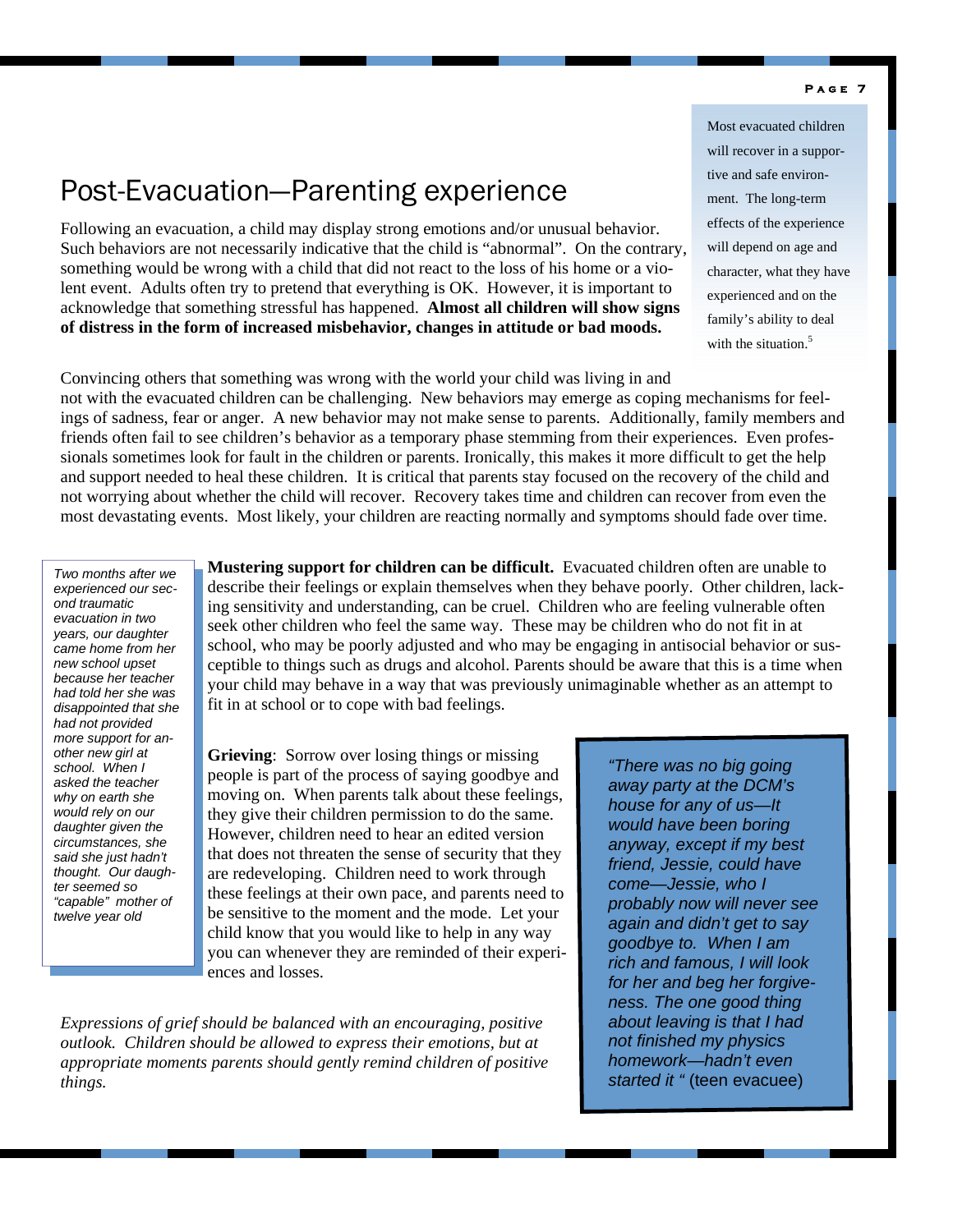## Post-Evacuation—Parenting experience

Following an evacuation, a child may display strong emotions and/or unusual behavior. Such behaviors are not necessarily indicative that the child is "abnormal". On the contrary, something would be wrong with a child that did not react to the loss of his home or a violent event. Adults often try to pretend that everything is OK. However, it is important to acknowledge that something stressful has happened. **Almost all children will show signs of distress in the form of increased misbehavior, changes in attitude or bad moods.**

Most evacuated children will recover in a supportive and safe environment. The long-term effects of the experience will depend on age and character, what they have experienced and on the family's ability to deal with the situation.[5]

Convincing others that something was wrong with the world your child was living in and not with the evacuated children can be challenging. New behaviors may emerge as coping mechanisms for feelings of sadness, fear or anger. A new behavior may not make sense to parents. Additionally, family members and friends often fail to see children's behavior as a temporary phase stemming from their experiences. Even professionals sometimes look for fault in the children or parents. Ironically, this makes it more difficult to get the help and support needed to heal these children. It is critical that parents stay focused on the recovery of the child and not worrying about whether the child will recover. Recovery takes time and children can recover from even the most devastating events. Most likely, your children are reacting normally and symptoms should fade over time.

*Two months after we experienced our second traumatic evacuation in two years, our daughter came home from her new school upset because her teacher had told her she was disappointed that she had not provided more support for another new girl at school. When I asked the teacher why on earth she would rely on our daughter given the circumstances, she said she just hadn't thought. Our daughter seemed so "capable" mother of twelve year old*

**Mustering support for children can be difficult.** Evacuated children often are unable to describe their feelings or explain themselves when they behave poorly. Other children, lacking sensitivity and understanding, can be cruel. Children who are feeling vulnerable often seek other children who feel the same way. These may be children who do not fit in at school, who may be poorly adjusted and who may be engaging in antisocial behavior or susceptible to things such as drugs and alcohol. Parents should be aware that this is a time when your child may behave in a way that was previously unimaginable whether as an attempt to fit in at school or to cope with bad feelings.

**Grieving**: Sorrow over losing things or missing people is part of the process of saying goodbye and moving on. When parents talk about these feelings, they give their children permission to do the same. However, children need to hear an edited version that does not threaten the sense of security that they are redeveloping. Children need to work through these feelings at their own pace, and parents need to be sensitive to the moment and the mode. Let your child know that you would like to help in any way you can whenever they are reminded of their experiences and losses.

*Expressions of grief should be balanced with an encouraging, positive outlook. Children should be allowed to express their emotions, but at appropriate moments parents should gently remind children of positive things.*

*"There was no big going away party at the DCM's house for any of us—It would have been boring anyway, except if my best friend, Jessie, could have come—Jessie, who I probably now will never see again and didn't get to say goodbye to. When I am rich and famous, I will look for her and beg her forgiveness. The one good thing about leaving is that I had not finished my physics homework—hadn't even started it "* (teen evacuee)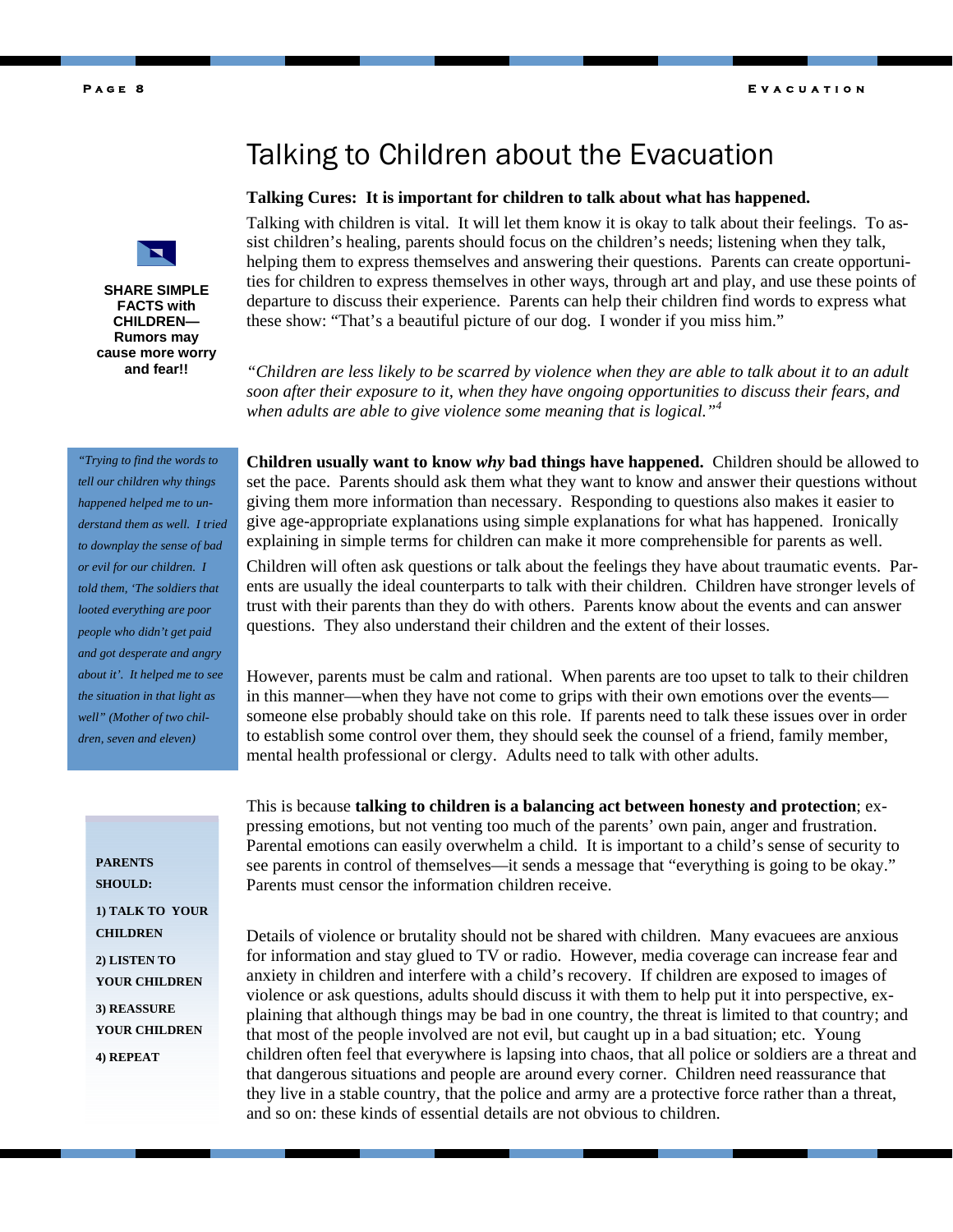# Talking to Children about the Evacuation

**Talking Cures: It is important for children to talk about what has happened.**

Talking with children is vital. It will let them know it is okay to talk about their feelings. To assist children's healing, parents should focus on the children's needs; listening when they talk, helping them to express themselves and answering their questions. Parents can create opportunities for children to express themselves in other ways, through art and play, and use these points of departure to discuss their experience. Parents can help their children find words to express what these show: "That's a beautiful picture of our dog. I wonder if you miss him."

**SHARE SIMPLE FACTS with CHILDREN— Rumors may cause more worry and fear!!**

*"Children are less likely to be scarred by violence when they are able to talk about it to an adult soon after their exposure to it, when they have ongoing opportunities to discuss their fears, and when adults are able to give violence some meaning that is logical."*[4]

*"Trying to find the words to tell our children why things happened helped me to understand them as well. I tried to downplay the sense of bad or evil for our children. I told them, 'The soldiers that looted everything are poor people who didn't get paid and got desperate and angry about it'. It helped me to see the situation in that light as well" (Mother of two children, seven and eleven)*

**Children usually want to know *why* bad things have happened.** Children should be allowed to set the pace. Parents should ask them what they want to know and answer their questions without giving them more information than necessary. Responding to questions also makes it easier to give age-appropriate explanations using simple explanations for what has happened. Ironically explaining in simple terms for children can make it more comprehensible for parents as well.

Children will often ask questions or talk about the feelings they have about traumatic events. Parents are usually the ideal counterparts to talk with their children. Children have stronger levels of trust with their parents than they do with others. Parents know about the events and can answer questions. They also understand their children and the extent of their losses.

However, parents must be calm and rational. When parents are too upset to talk to their children in this manner—when they have not come to grips with their own emotions over the events—someone else probably should take on this role. If parents need to talk these issues over in order to establish some control over them, they should seek the counsel of a friend, family member, mental health professional or clergy. Adults need to talk with other adults.

**PARENTS SHOULD:**

**1) TALK TO YOUR CHILDREN**

**2) LISTEN TO YOUR CHILDREN**

**3) REASSURE YOUR CHILDREN**

**4) REPEAT**

This is because **talking to children is a balancing act between honesty and protection**; expressing emotions, but not venting too much of the parents' own pain, anger and frustration. Parental emotions can easily overwhelm a child. It is important to a child's sense of security to see parents in control of themselves—it sends a message that "everything is going to be okay." Parents must censor the information children receive.

Details of violence or brutality should not be shared with children. Many evacuees are anxious for information and stay glued to TV or radio. However, media coverage can increase fear and anxiety in children and interfere with a child's recovery. If children are exposed to images of violence or ask questions, adults should discuss it with them to help put it into perspective, explaining that although things may be bad in one country, the threat is limited to that country; and that most of the people involved are not evil, but caught up in a bad situation; etc. Young children often feel that everywhere is lapsing into chaos, that all police or soldiers are a threat and that dangerous situations and people are around every corner. Children need reassurance that they live in a stable country, that the police and army are a protective force rather than a threat, and so on: these kinds of essential details are not obvious to children.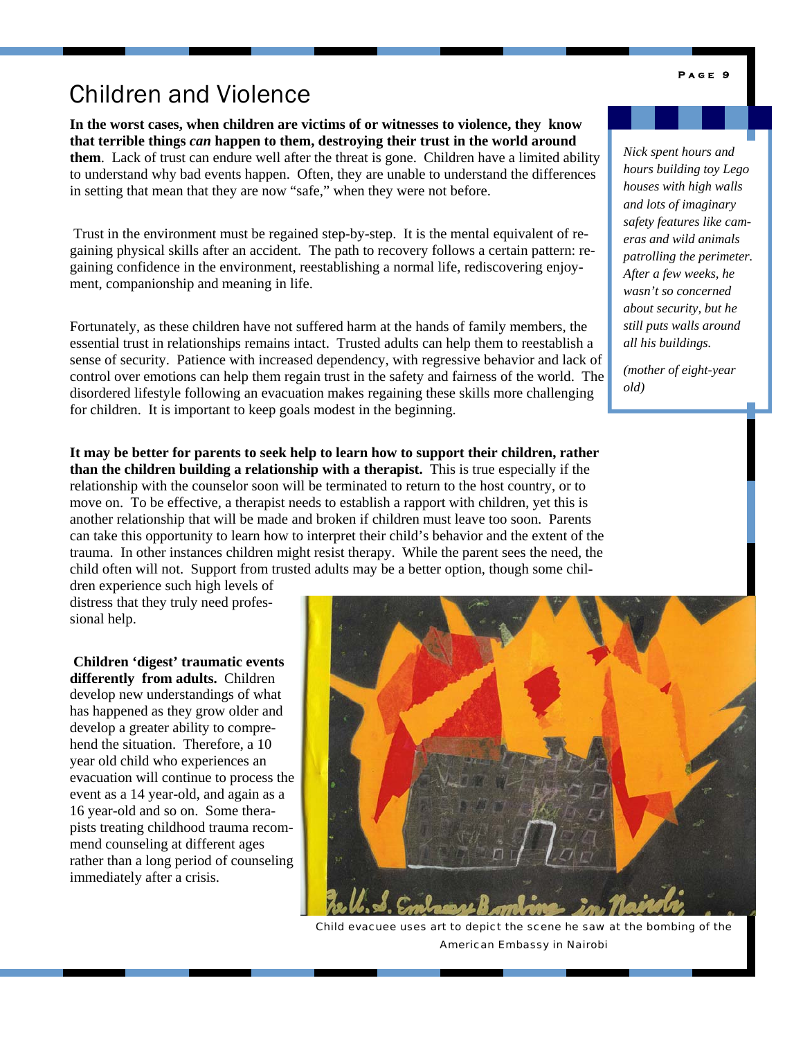# Children and Violence

**In the worst cases, when children are victims of or witnesses to violence, they know that terrible things *can* happen to them, destroying their trust in the world around them**. Lack of trust can endure well after the threat is gone. Children have a limited ability to understand why bad events happen. Often, they are unable to understand the differences in setting that mean that they are now "safe," when they were not before.

Trust in the environment must be regained step-by-step. It is the mental equivalent of regaining physical skills after an accident. The path to recovery follows a certain pattern: regaining confidence in the environment, reestablishing a normal life, rediscovering enjoyment, companionship and meaning in life.

Fortunately, as these children have not suffered harm at the hands of family members, the essential trust in relationships remains intact. Trusted adults can help them to reestablish a sense of security. Patience with increased dependency, with regressive behavior and lack of control over emotions can help them regain trust in the safety and fairness of the world. The disordered lifestyle following an evacuation makes regaining these skills more challenging for children. It is important to keep goals modest in the beginning.

*Nick spent hours and hours building toy Lego houses with high walls and lots of imaginary safety features like cameras and wild animals patrolling the perimeter. After a few weeks, he wasn't so concerned about security, but he still puts walls around all his buildings.*

*(mother of eight-year old)*

**It may be better for parents to seek help to learn how to support their children, rather than the children building a relationship with a therapist.** This is true especially if the relationship with the counselor soon will be terminated to return to the host country, or to move on. To be effective, a therapist needs to establish a rapport with children, yet this is another relationship that will be made and broken if children must leave too soon. Parents can take this opportunity to learn how to interpret their child's behavior and the extent of the trauma. In other instances children might resist therapy. While the parent sees the need, the child often will not. Support from trusted adults may be a better option, though some children experience such high levels of distress that they truly need professional help.

**Children 'digest' traumatic events differently from adults.** Children develop new understandings of what has happened as they grow older and develop a greater ability to comprehend the situation. Therefore, a 10 year old child who experiences an evacuation will continue to process the event as a 14 year-old, and again as a 16 year-old and so on. Some therapists treating childhood trauma recommend counseling at different ages rather than a long period of counseling immediately after a crisis.

Child evacuee uses art to depict the scene he saw at the bombing of the American Embassy in Nairobi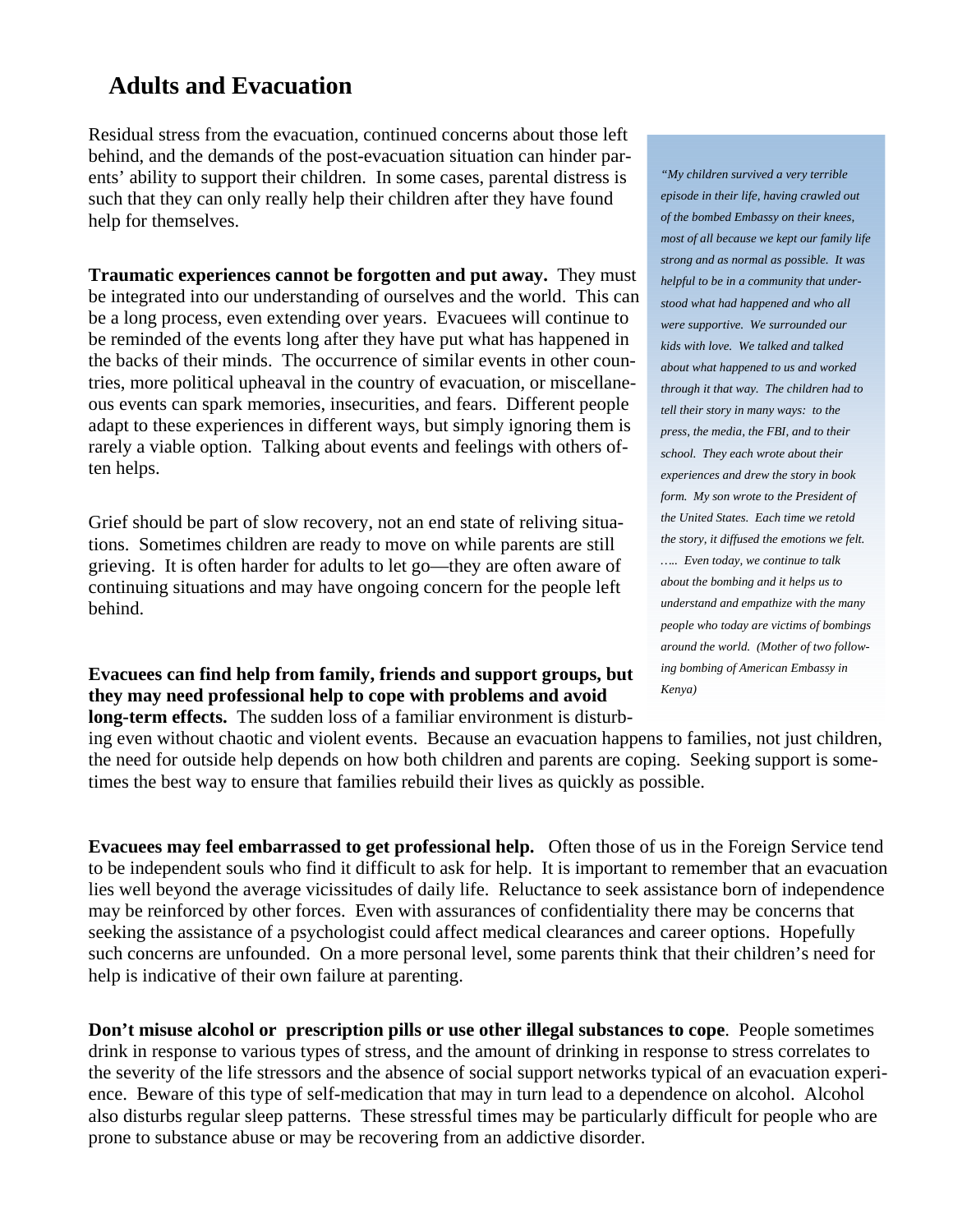## Adults and Evacuation

Residual stress from the evacuation, continued concerns about those left behind, and the demands of the post-evacuation situation can hinder parents' ability to support their children. In some cases, parental distress is such that they can only really help their children after they have found help for themselves.

*"My children survived a very terrible episode in their life, having crawled out of the bombed Embassy on their knees, most of all because we kept our family life strong and as normal as possible. It was helpful to be in a community that understood what had happened and who all were supportive. We surrounded our kids with love. We talked and talked about what happened to us and worked through it that way. The children had to tell their story in many ways: to the press, the media, the FBI, and to their school. They each wrote about their experiences and drew the story in book form. My son wrote to the President of the United States. Each time we retold the story, it diffused the emotions we felt. ….. Even today, we continue to talk about the bombing and it helps us to understand and empathize with the many people who today are victims of bombings around the world. (Mother of two following bombing of American Embassy in Kenya)*

**Traumatic experiences cannot be forgotten and put away.** They must be integrated into our understanding of ourselves and the world. This can be a long process, even extending over years. Evacuees will continue to be reminded of the events long after they have put what has happened in the backs of their minds. The occurrence of similar events in other countries, more political upheaval in the country of evacuation, or miscellaneous events can spark memories, insecurities, and fears. Different people adapt to these experiences in different ways, but simply ignoring them is rarely a viable option. Talking about events and feelings with others often helps.

Grief should be part of slow recovery, not an end state of reliving situations. Sometimes children are ready to move on while parents are still grieving. It is often harder for adults to let go—they are often aware of continuing situations and may have ongoing concern for the people left behind.

**Evacuees can find help from family, friends and support groups, but they may need professional help to cope with problems and avoid long-term effects.** The sudden loss of a familiar environment is disturbing even without chaotic and violent events. Because an evacuation happens to families, not just children, the need for outside help depends on how both children and parents are coping. Seeking support is sometimes the best way to ensure that families rebuild their lives as quickly as possible.

**Evacuees may feel embarrassed to get professional help.** Often those of us in the Foreign Service tend to be independent souls who find it difficult to ask for help. It is important to remember that an evacuation lies well beyond the average vicissitudes of daily life. Reluctance to seek assistance born of independence may be reinforced by other forces. Even with assurances of confidentiality there may be concerns that seeking the assistance of a psychologist could affect medical clearances and career options. Hopefully such concerns are unfounded. On a more personal level, some parents think that their children's need for help is indicative of their own failure at parenting.

**Don't misuse alcohol or prescription pills or use other illegal substances to cope**. People sometimes drink in response to various types of stress, and the amount of drinking in response to stress correlates to the severity of the life stressors and the absence of social support networks typical of an evacuation experience. Beware of this type of self-medication that may in turn lead to a dependence on alcohol. Alcohol also disturbs regular sleep patterns. These stressful times may be particularly difficult for people who are prone to substance abuse or may be recovering from an addictive disorder.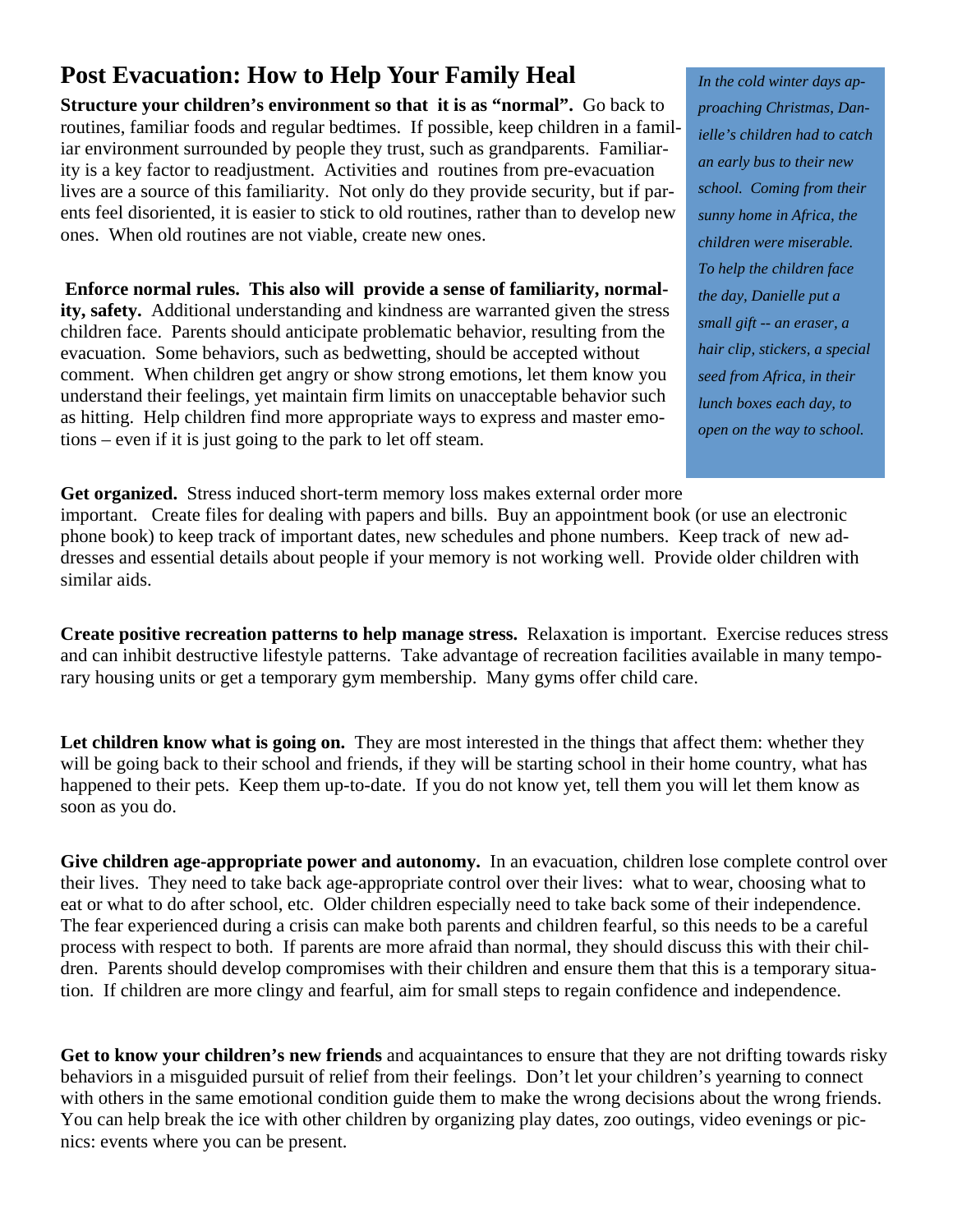# Post Evacuation: How to Help Your Family Heal

**Structure your children's environment so that it is as "normal".** Go back to routines, familiar foods and regular bedtimes. If possible, keep children in a familiar environment surrounded by people they trust, such as grandparents. Familiarity is a key factor to readjustment. Activities and routines from pre-evacuation lives are a source of this familiarity. Not only do they provide security, but if parents feel disoriented, it is easier to stick to old routines, rather than to develop new ones. When old routines are not viable, create new ones.

**Enforce normal rules. This also will provide a sense of familiarity, normality, safety.** Additional understanding and kindness are warranted given the stress children face. Parents should anticipate problematic behavior, resulting from the evacuation. Some behaviors, such as bedwetting, should be accepted without comment. When children get angry or show strong emotions, let them know you understand their feelings, yet maintain firm limits on unacceptable behavior such as hitting. Help children find more appropriate ways to express and master emotions – even if it is just going to the park to let off steam.

*In the cold winter days approaching Christmas, Danielle's children had to catch an early bus to their new school. Coming from their sunny home in Africa, the children were miserable. To help the children face the day, Danielle put a small gift -- an eraser, a hair clip, stickers, a special seed from Africa, in their lunch boxes each day, to open on the way to school.*

**Get organized.** Stress induced short-term memory loss makes external order more important. Create files for dealing with papers and bills. Buy an appointment book (or use an electronic phone book) to keep track of important dates, new schedules and phone numbers. Keep track of new addresses and essential details about people if your memory is not working well. Provide older children with similar aids.

**Create positive recreation patterns to help manage stress.** Relaxation is important. Exercise reduces stress and can inhibit destructive lifestyle patterns. Take advantage of recreation facilities available in many temporary housing units or get a temporary gym membership. Many gyms offer child care.

**Let children know what is going on.** They are most interested in the things that affect them: whether they will be going back to their school and friends, if they will be starting school in their home country, what has happened to their pets. Keep them up-to-date. If you do not know yet, tell them you will let them know as soon as you do.

**Give children age-appropriate power and autonomy.** In an evacuation, children lose complete control over their lives. They need to take back age-appropriate control over their lives: what to wear, choosing what to eat or what to do after school, etc. Older children especially need to take back some of their independence. The fear experienced during a crisis can make both parents and children fearful, so this needs to be a careful process with respect to both. If parents are more afraid than normal, they should discuss this with their children. Parents should develop compromises with their children and ensure them that this is a temporary situation. If children are more clingy and fearful, aim for small steps to regain confidence and independence.

**Get to know your children's new friends** and acquaintances to ensure that they are not drifting towards risky behaviors in a misguided pursuit of relief from their feelings. Don't let your children's yearning to connect with others in the same emotional condition guide them to make the wrong decisions about the wrong friends. You can help break the ice with other children by organizing play dates, zoo outings, video evenings or picnics: events where you can be present.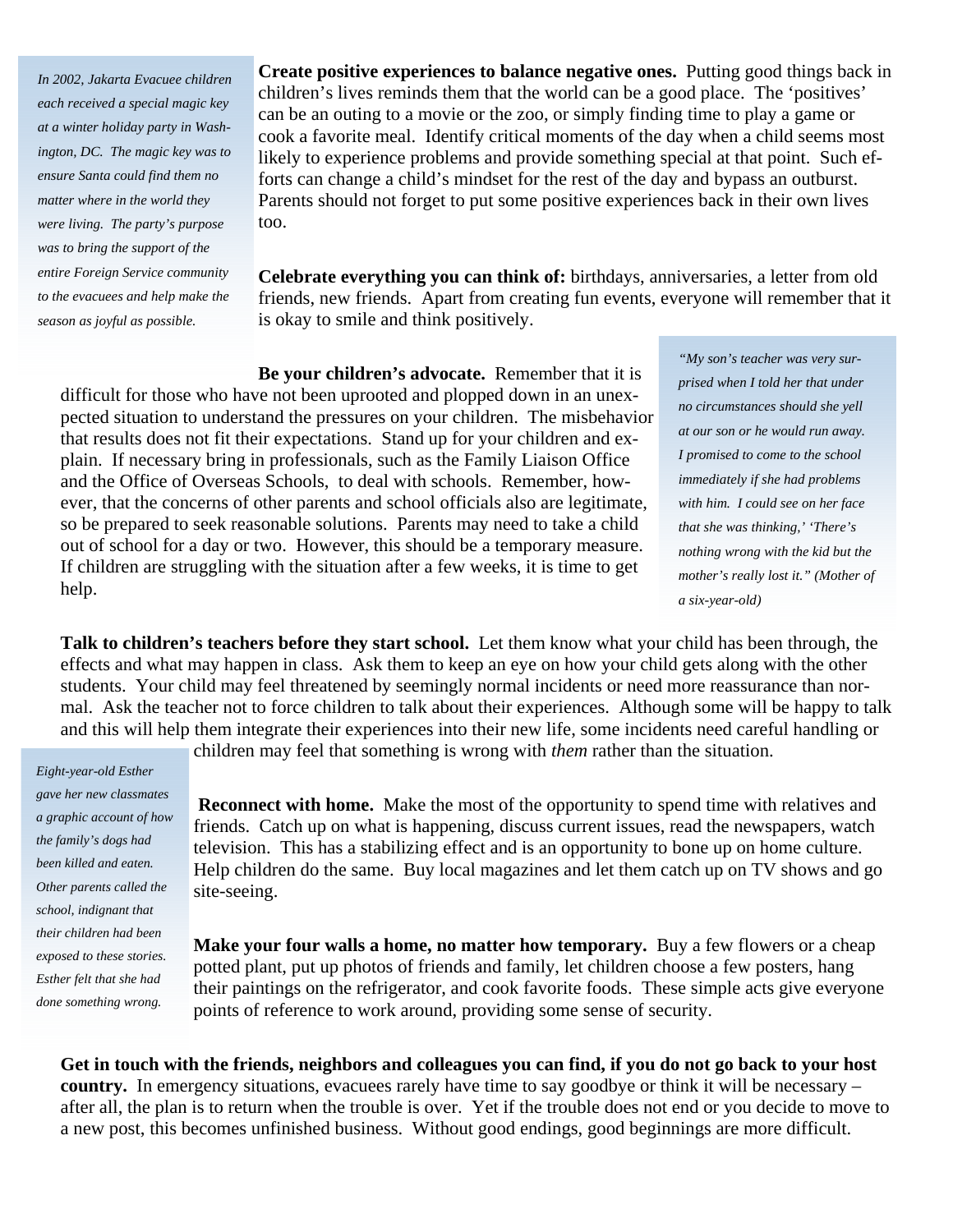*In 2002, Jakarta Evacuee children each received a special magic key at a winter holiday party in Washington, DC. The magic key was to ensure Santa could find them no matter where in the world they were living. The party's purpose was to bring the support of the entire Foreign Service community to the evacuees and help make the season as joyful as possible.*

**Create positive experiences to balance negative ones.** Putting good things back in children's lives reminds them that the world can be a good place. The 'positives' can be an outing to a movie or the zoo, or simply finding time to play a game or cook a favorite meal. Identify critical moments of the day when a child seems most likely to experience problems and provide something special at that point. Such efforts can change a child's mindset for the rest of the day and bypass an outburst. Parents should not forget to put some positive experiences back in their own lives too.

**Celebrate everything you can think of:** birthdays, anniversaries, a letter from old friends, new friends. Apart from creating fun events, everyone will remember that it is okay to smile and think positively.

**Be your children's advocate.** Remember that it is difficult for those who have not been uprooted and plopped down in an unexpected situation to understand the pressures on your children. The misbehavior that results does not fit their expectations. Stand up for your children and explain. If necessary bring in professionals, such as the Family Liaison Office and the Office of Overseas Schools, to deal with schools. Remember, however, that the concerns of other parents and school officials also are legitimate, so be prepared to seek reasonable solutions. Parents may need to take a child out of school for a day or two. However, this should be a temporary measure. If children are struggling with the situation after a few weeks, it is time to get help.

*"My son's teacher was very surprised when I told her that under no circumstances should she yell at our son or he would run away. I promised to come to the school immediately if she had problems with him. I could see on her face that she was thinking,' 'There's nothing wrong with the kid but the mother's really lost it." (Mother of a six-year-old)*

**Talk to children's teachers before they start school.** Let them know what your child has been through, the effects and what may happen in class. Ask them to keep an eye on how your child gets along with the other students. Your child may feel threatened by seemingly normal incidents or need more reassurance than normal. Ask the teacher not to force children to talk about their experiences. Although some will be happy to talk and this will help them integrate their experiences into their new life, some incidents need careful handling or children may feel that something is wrong with *them* rather than the situation.

*Eight-year-old Esther gave her new classmates a graphic account of how the family's dogs had been killed and eaten. Other parents called the school, indignant that their children had been exposed to these stories. Esther felt that she had done something wrong.*

**Reconnect with home.** Make the most of the opportunity to spend time with relatives and friends. Catch up on what is happening, discuss current issues, read the newspapers, watch television. This has a stabilizing effect and is an opportunity to bone up on home culture. Help children do the same. Buy local magazines and let them catch up on TV shows and go site-seeing.

**Make your four walls a home, no matter how temporary.** Buy a few flowers or a cheap potted plant, put up photos of friends and family, let children choose a few posters, hang their paintings on the refrigerator, and cook favorite foods. These simple acts give everyone points of reference to work around, providing some sense of security.

**Get in touch with the friends, neighbors and colleagues you can find, if you do not go back to your host country.** In emergency situations, evacuees rarely have time to say goodbye or think it will be necessary – after all, the plan is to return when the trouble is over. Yet if the trouble does not end or you decide to move to a new post, this becomes unfinished business. Without good endings, good beginnings are more difficult.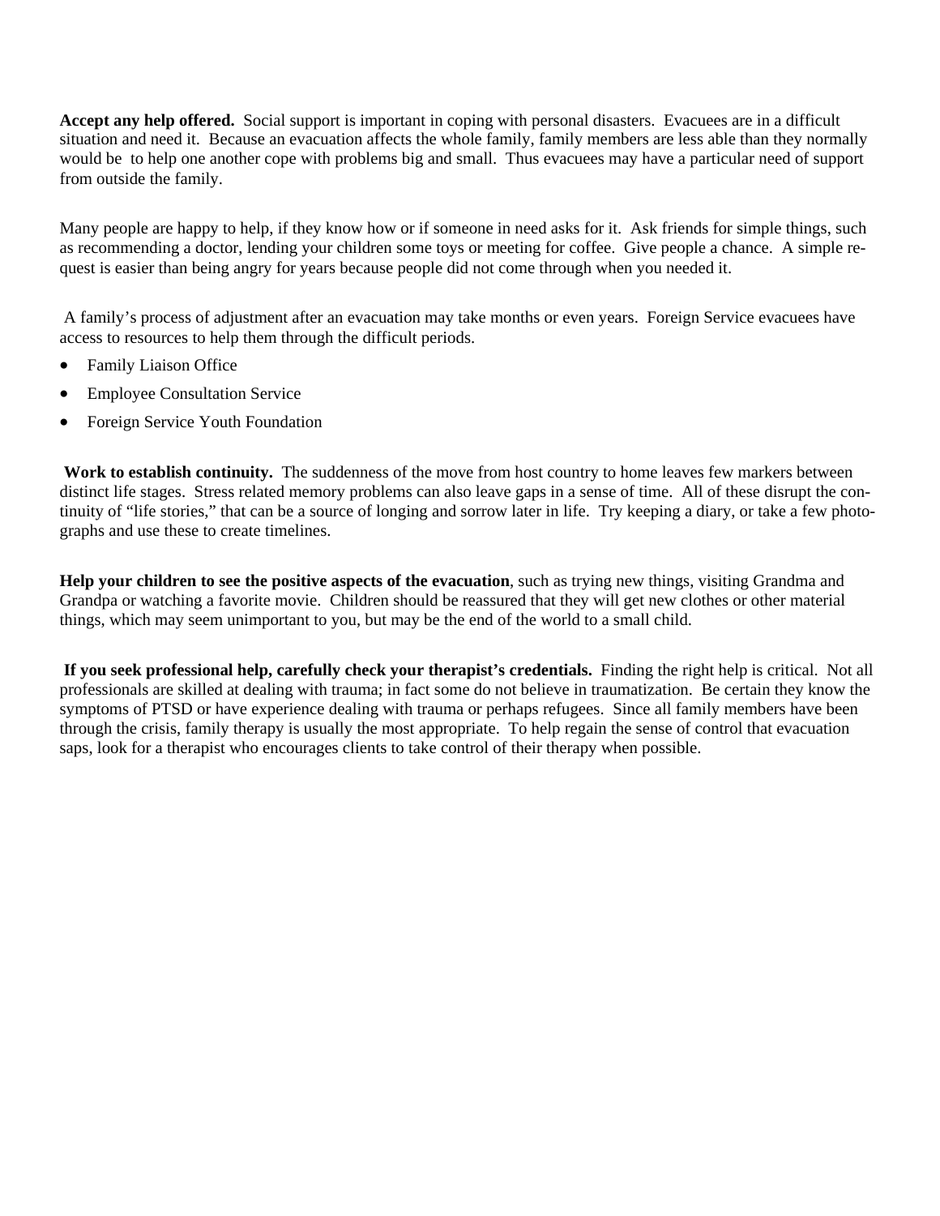**Accept any help offered.** Social support is important in coping with personal disasters. Evacuees are in a difficult situation and need it. Because an evacuation affects the whole family, family members are less able than they normally would be to help one another cope with problems big and small. Thus evacuees may have a particular need of support from outside the family.

Many people are happy to help, if they know how or if someone in need asks for it. Ask friends for simple things, such as recommending a doctor, lending your children some toys or meeting for coffee. Give people a chance. A simple request is easier than being angry for years because people did not come through when you needed it.

A family's process of adjustment after an evacuation may take months or even years. Foreign Service evacuees have access to resources to help them through the difficult periods.

- Family Liaison Office
- Employee Consultation Service
- Foreign Service Youth Foundation

**Work to establish continuity.** The suddenness of the move from host country to home leaves few markers between distinct life stages. Stress related memory problems can also leave gaps in a sense of time. All of these disrupt the continuity of "life stories," that can be a source of longing and sorrow later in life. Try keeping a diary, or take a few photographs and use these to create timelines.

**Help your children to see the positive aspects of the evacuation**, such as trying new things, visiting Grandma and Grandpa or watching a favorite movie. Children should be reassured that they will get new clothes or other material things, which may seem unimportant to you, but may be the end of the world to a small child.

**If you seek professional help, carefully check your therapist's credentials.** Finding the right help is critical. Not all professionals are skilled at dealing with trauma; in fact some do not believe in traumatization. Be certain they know the symptoms of PTSD or have experience dealing with trauma or perhaps refugees. Since all family members have been through the crisis, family therapy is usually the most appropriate. To help regain the sense of control that evacuation saps, look for a therapist who encourages clients to take control of their therapy when possible.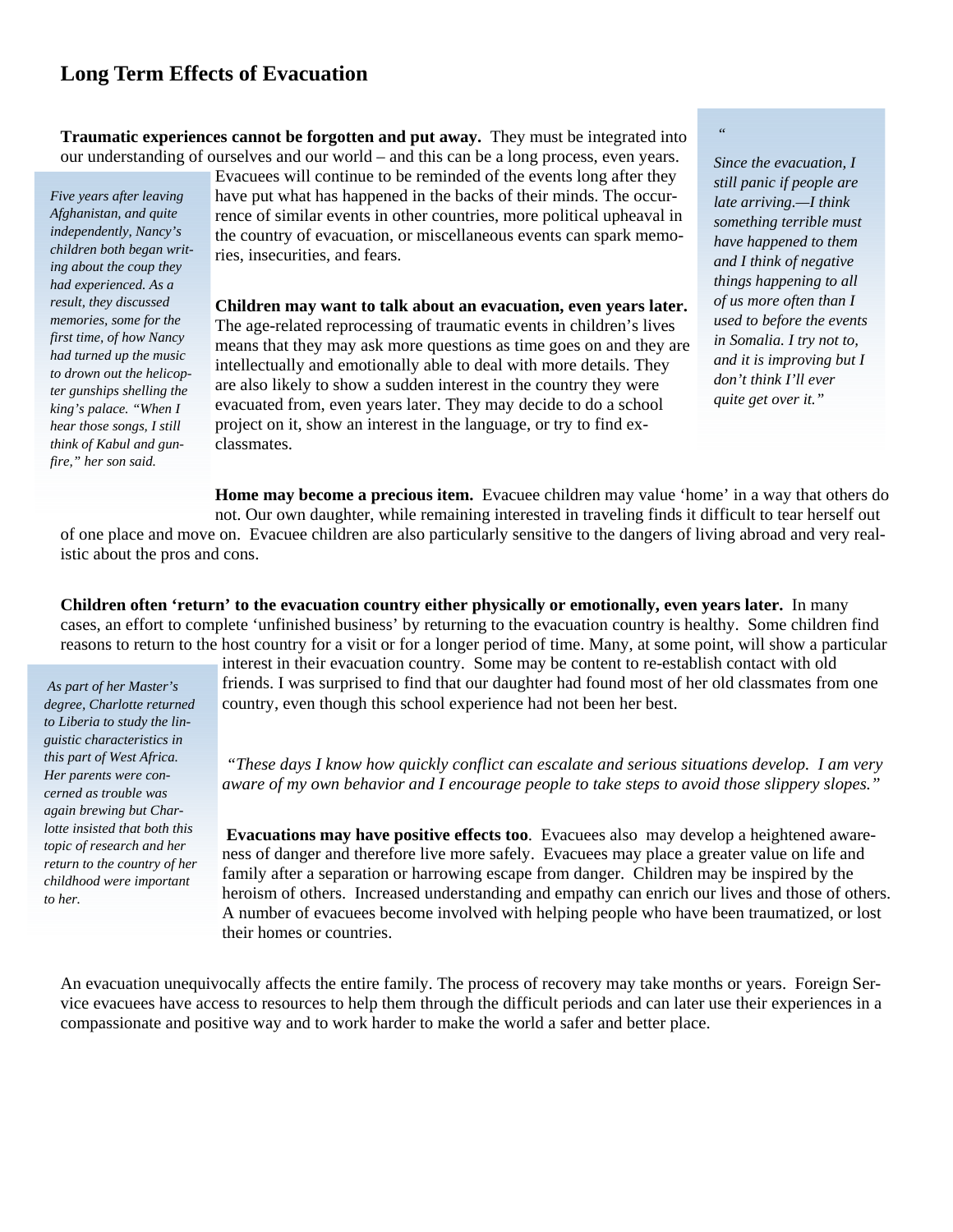# Long Term Effects of Evacuation

**Traumatic experiences cannot be forgotten and put away.** They must be integrated into our understanding of ourselves and our world – and this can be a long process, even years. Evacuees will continue to be reminded of the events long after they have put what has happened in the backs of their minds. The occurrence of similar events in other countries, more political upheaval in the country of evacuation, or miscellaneous events can spark memories, insecurities, and fears.

> *"Since the evacuation, I still panic if people are late arriving.—I think something terrible must have happened to them and I think of negative things happening to all of us more often than I used to before the events in Somalia. I try not to, and it is improving but I don't think I'll ever quite get over it."*

> *Five years after leaving Afghanistan, and quite independently, Nancy's children both began writing about the coup they had experienced. As a result, they discussed memories, some for the first time, of how Nancy had turned up the music to drown out the helicopter gunships shelling the king's palace. "When I hear those songs, I still think of Kabul and gunfire," her son said.*

**Children may want to talk about an evacuation, even years later.** The age-related reprocessing of traumatic events in children's lives means that they may ask more questions as time goes on and they are intellectually and emotionally able to deal with more details. They are also likely to show a sudden interest in the country they were evacuated from, even years later. They may decide to do a school project on it, show an interest in the language, or try to find ex-classmates.

**Home may become a precious item.** Evacuee children may value 'home' in a way that others do not. Our own daughter, while remaining interested in traveling finds it difficult to tear herself out of one place and move on. Evacuee children are also particularly sensitive to the dangers of living abroad and very realistic about the pros and cons.

**Children often 'return' to the evacuation country either physically or emotionally, even years later.** In many cases, an effort to complete 'unfinished business' by returning to the evacuation country is healthy. Some children find reasons to return to the host country for a visit or for a longer period of time. Many, at some point, will show a particular interest in their evacuation country. Some may be content to re-establish contact with old friends. I was surprised to find that our daughter had found most of her old classmates from one country, even though this school experience had not been her best.

> *As part of her Master's degree, Charlotte returned to Liberia to study the linguistic characteristics in this part of West Africa. Her parents were concerned as trouble was again brewing but Charlotte insisted that both this topic of research and her return to the country of her childhood were important to her.*

*"These days I know how quickly conflict can escalate and serious situations develop. I am very aware of my own behavior and I encourage people to take steps to avoid those slippery slopes."*

**Evacuations may have positive effects too**. Evacuees also may develop a heightened awareness of danger and therefore live more safely. Evacuees may place a greater value on life and family after a separation or harrowing escape from danger. Children may be inspired by the heroism of others. Increased understanding and empathy can enrich our lives and those of others. A number of evacuees become involved with helping people who have been traumatized, or lost their homes or countries.

An evacuation unequivocally affects the entire family. The process of recovery may take months or years. Foreign Service evacuees have access to resources to help them through the difficult periods and can later use their experiences in a compassionate and positive way and to work harder to make the world a safer and better place.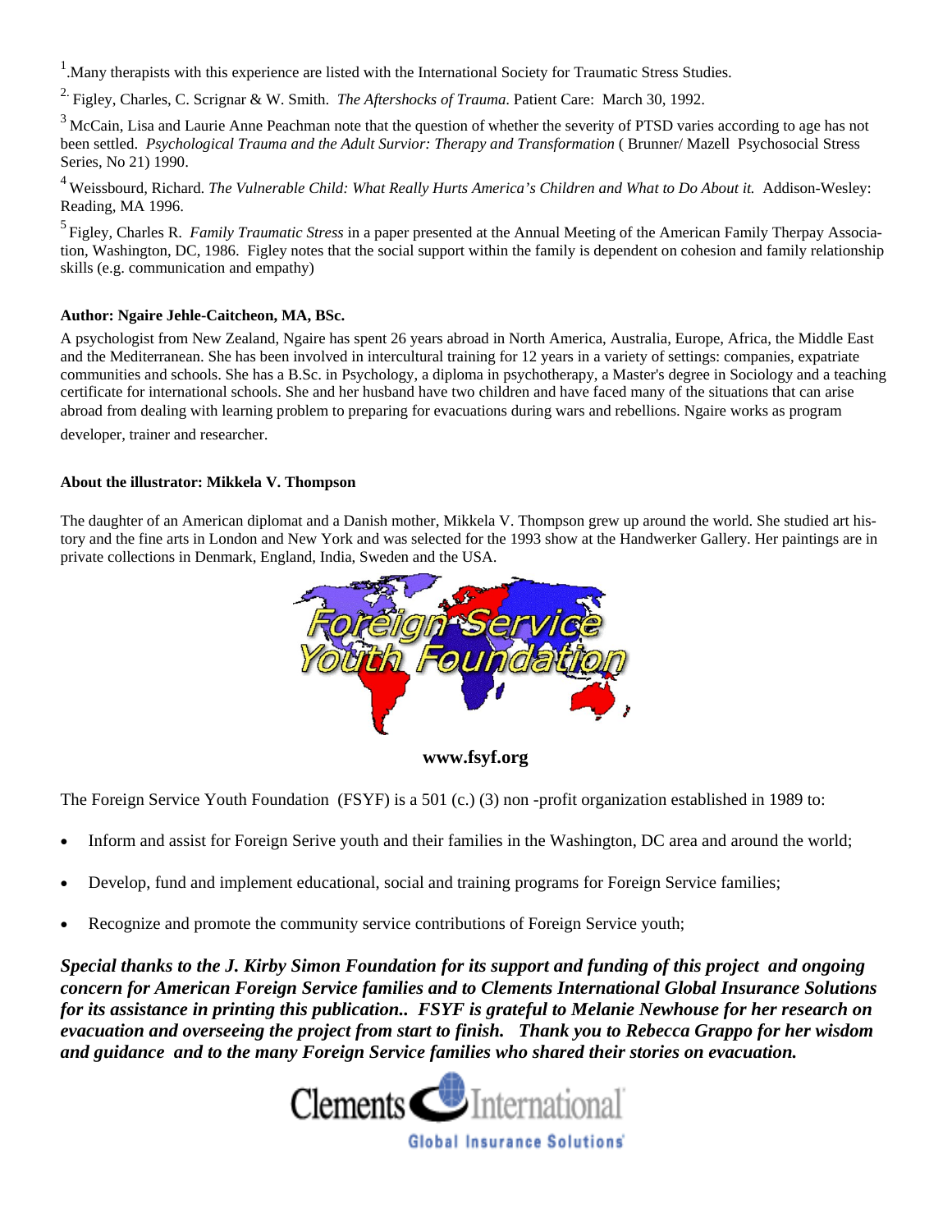[1].Many therapists with this experience are listed with the International Society for Traumatic Stress Studies.

[2.] Figley, Charles, C. Scrignar & W. Smith. *The Aftershocks of Trauma.* Patient Care: March 30, 1992.

[3] McCain, Lisa and Laurie Anne Peachman note that the question of whether the severity of PTSD varies according to age has not been settled. *Psychological Trauma and the Adult Survior: Therapy and Transformation* ( Brunner/ Mazell Psychosocial Stress Series, No 21) 1990.

[4] Weissbourd, Richard. *The Vulnerable Child: What Really Hurts America's Children and What to Do About it.* Addison-Wesley: Reading, MA 1996.

[5] Figley, Charles R. *Family Traumatic Stress* in a paper presented at the Annual Meeting of the American Family Therpay Association, Washington, DC, 1986. Figley notes that the social support within the family is dependent on cohesion and family relationship skills (e.g. communication and empathy)

**Author: Ngaire Jehle-Caitcheon, MA, BSc.**

A psychologist from New Zealand, Ngaire has spent 26 years abroad in North America, Australia, Europe, Africa, the Middle East and the Mediterranean. She has been involved in intercultural training for 12 years in a variety of settings: companies, expatriate communities and schools. She has a B.Sc. in Psychology, a diploma in psychotherapy, a Master's degree in Sociology and a teaching certificate for international schools. She and her husband have two children and have faced many of the situations that can arise abroad from dealing with learning problem to preparing for evacuations during wars and rebellions. Ngaire works as program developer, trainer and researcher.

**About the illustrator: Mikkela V. Thompson**

The daughter of an American diplomat and a Danish mother, Mikkela V. Thompson grew up around the world. She studied art history and the fine arts in London and New York and was selected for the 1993 show at the Handwerker Gallery. Her paintings are in private collections in Denmark, England, India, Sweden and the USA.

Foreign Service Youth Foundation

**www.fsyf.org**

The Foreign Service Youth Foundation (FSYF) is a 501 (c.) (3) non -profit organization established in 1989 to:

- Inform and assist for Foreign Serive youth and their families in the Washington, DC area and around the world;
- Develop, fund and implement educational, social and training programs for Foreign Service families;
- Recognize and promote the community service contributions of Foreign Service youth;

***Special thanks to the J. Kirby Simon Foundation for its support and funding of this project and ongoing concern for American Foreign Service families and to Clements International Global Insurance Solutions for its assistance in printing this publication.. FSYF is grateful to Melanie Newhouse for her research on evacuation and overseeing the project from start to finish. Thank you to Rebecca Grappo for her wisdom and guidance and to the many Foreign Service families who shared their stories on evacuation.***

Clements International
Global Insurance Solutions